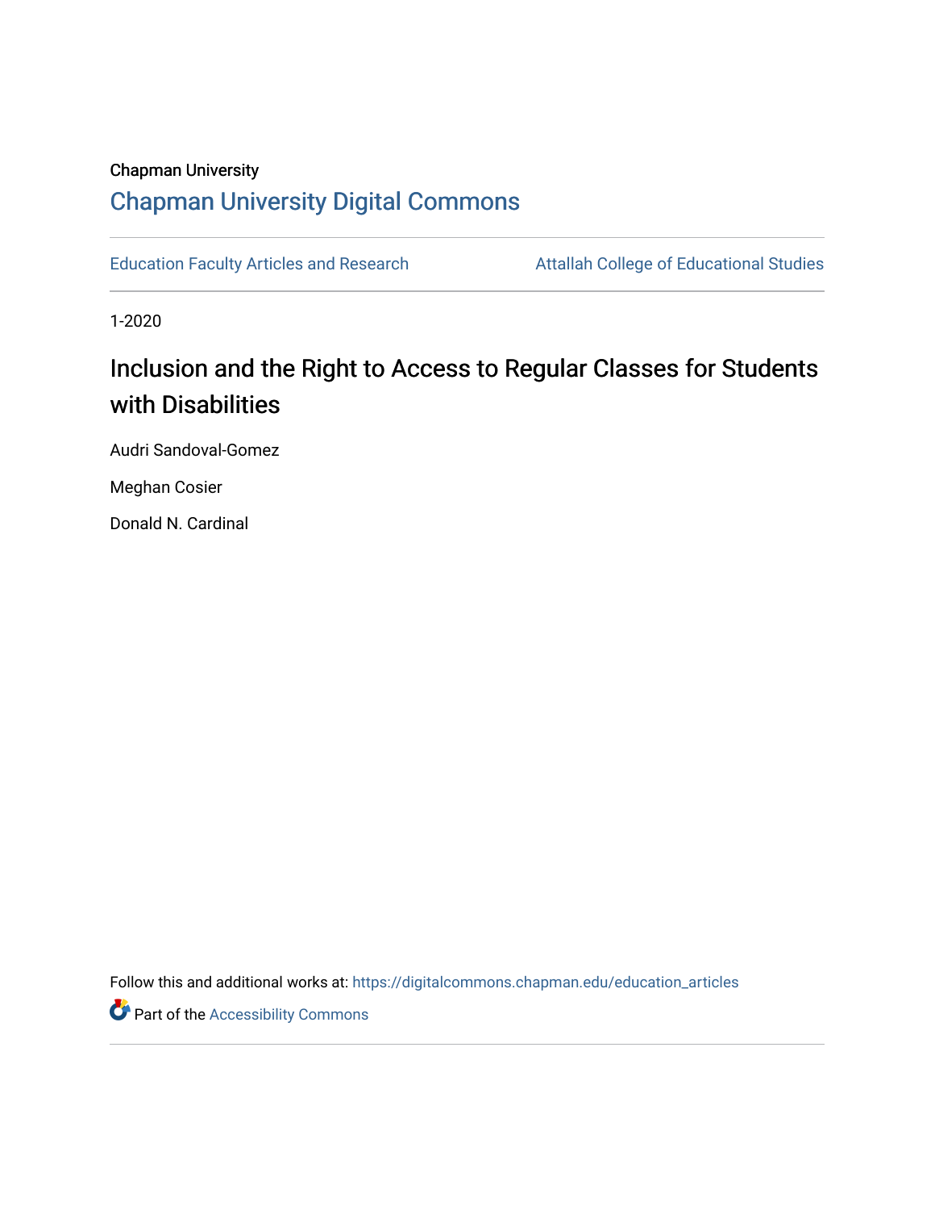Chapman University

## Chapman University Digital Commons

Education Faculty Articles and Research | Attallah College of Educational Studies

1-2020

# Inclusion and the Right to Access to Regular Classes for Students with Disabilities

Audri Sandoval-Gomez

Meghan Cosier

Donald N. Cardinal

Follow this and additional works at: https://digitalcommons.chapman.edu/education_articles

Part of the Accessibility Commons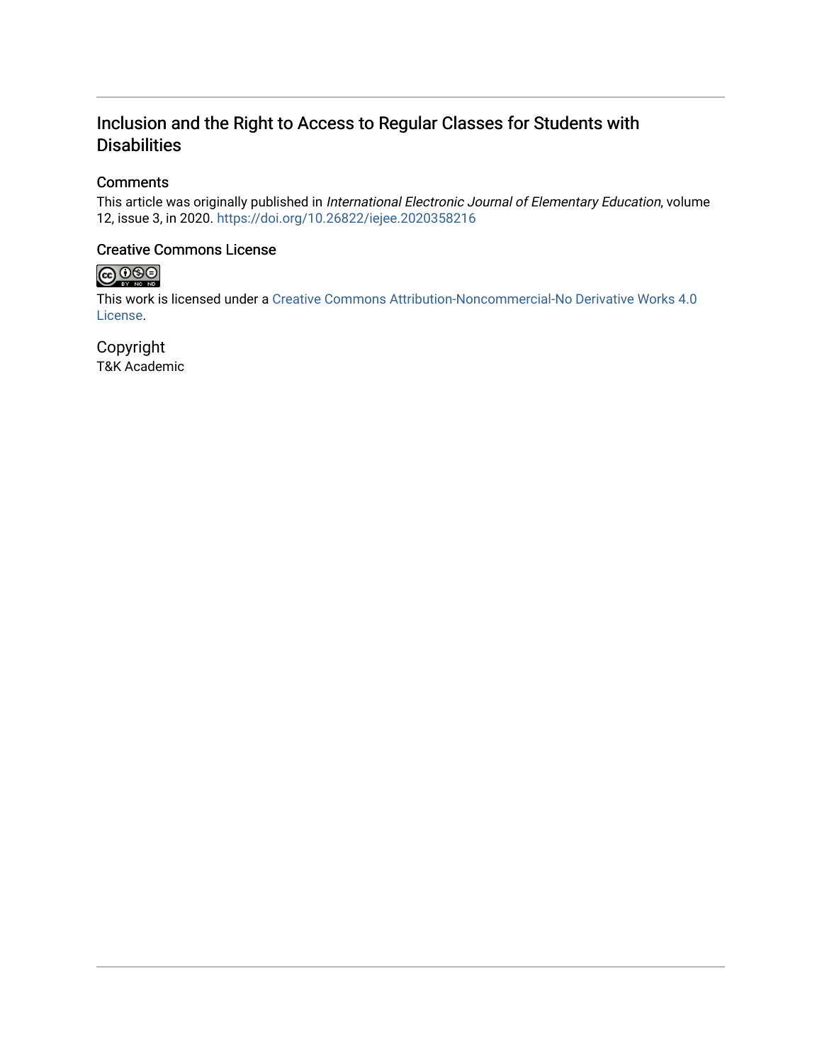# Inclusion and the Right to Access to Regular Classes for Students with Disabilities

## Comments

This article was originally published in *International Electronic Journal of Elementary Education*, volume 12, issue 3, in 2020. https://doi.org/10.26822/iejee.2020358216

## Creative Commons License

This work is licensed under a Creative Commons Attribution-Noncommercial-No Derivative Works 4.0 License.

## Copyright

T&K Academic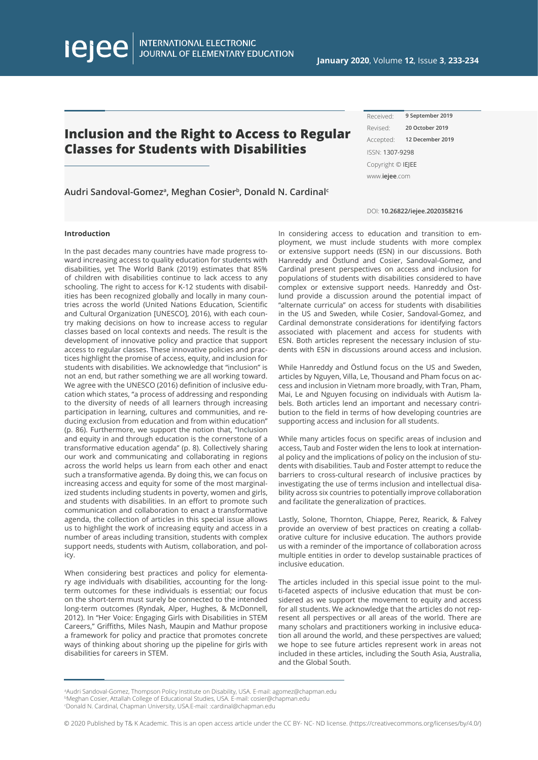# Inclusion and the Right to Access to Regular Classes for Students with Disabilities

Received: 9 September 2019
Revised: 20 October 2019
Accepted: 12 December 2019
ISSN: 1307-9298
Copyright © IEJEE
www.iejee.com

**Audri Sandoval-Gomez[a], Meghan Cosier[b], Donald N. Cardinal[c]**

DOI: 10.26822/iejee.2020358216

## Introduction

In the past decades many countries have made progress toward increasing access to quality education for students with disabilities, yet The World Bank (2019) estimates that 85% of children with disabilities continue to lack access to any schooling. The right to access for K-12 students with disabilities has been recognized globally and locally in many countries across the world (United Nations Education, Scientific and Cultural Organization [UNESCO], 2016), with each country making decisions on how to increase access to regular classes based on local contexts and needs. The result is the development of innovative policy and practice that support access to regular classes. These innovative policies and practices highlight the promise of access, equity, and inclusion for students with disabilities. We acknowledge that "inclusion" is not an end, but rather something we are all working toward. We agree with the UNESCO (2016) definition of inclusive education which states, "a process of addressing and responding to the diversity of needs of all learners through increasing participation in learning, cultures and communities, and reducing exclusion from education and from within education" (p. 86). Furthermore, we support the notion that, "Inclusion and equity in and through education is the cornerstone of a transformative education agenda" (p. 8). Collectively sharing our work and communicating and collaborating in regions across the world helps us learn from each other and enact such a transformative agenda. By doing this, we can focus on increasing access and equity for some of the most marginalized students including students in poverty, women and girls, and students with disabilities. In an effort to promote such communication and collaboration to enact a transformative agenda, the collection of articles in this special issue allows us to highlight the work of increasing equity and access in a number of areas including transition, students with complex support needs, students with Autism, collaboration, and policy.

When considering best practices and policy for elementary age individuals with disabilities, accounting for the long-term outcomes for these individuals is essential; our focus on the short-term must surely be connected to the intended long-term outcomes (Ryndak, Alper, Hughes, & McDonnell, 2012). In "Her Voice: Engaging Girls with Disabilities in STEM Careers," Griffiths, Miles Nash, Maupin and Mathur propose a framework for policy and practice that promotes concrete ways of thinking about shoring up the pipeline for girls with disabilities for careers in STEM.

In considering access to education and transition to employment, we must include students with more complex or extensive support needs (ESN) in our discussions. Both Hanreddy and Östlund and Cosier, Sandoval-Gomez, and Cardinal present perspectives on access and inclusion for populations of students with disabilities considered to have complex or extensive support needs. Hanreddy and Östlund provide a discussion around the potential impact of "alternate curricula" on access for students with disabilities in the US and Sweden, while Cosier, Sandoval-Gomez, and Cardinal demonstrate considerations for identifying factors associated with placement and access for students with ESN. Both articles represent the necessary inclusion of students with ESN in discussions around access and inclusion.

While Hanreddy and Östlund focus on the US and Sweden, articles by Nguyen, Villa, Le, Thousand and Pham focus on access and inclusion in Vietnam more broadly, with Tran, Pham, Mai, Le and Nguyen focusing on individuals with Autism labels. Both articles lend an important and necessary contribution to the field in terms of how developing countries are supporting access and inclusion for all students.

While many articles focus on specific areas of inclusion and access, Taub and Foster widen the lens to look at international policy and the implications of policy on the inclusion of students with disabilities. Taub and Foster attempt to reduce the barriers to cross-cultural research of inclusive practices by investigating the use of terms inclusion and intellectual disability across six countries to potentially improve collaboration and facilitate the generalization of practices.

Lastly, Solone, Thornton, Chiappe, Perez, Rearick, & Falvey provide an overview of best practices on creating a collaborative culture for inclusive education. The authors provide us with a reminder of the importance of collaboration across multiple entities in order to develop sustainable practices of inclusive education.

The articles included in this special issue point to the multi-faceted aspects of inclusive education that must be considered as we support the movement to equity and access for all students. We acknowledge that the articles do not represent all perspectives or all areas of the world. There are many scholars and practitioners working in inclusive education all around the world, and these perspectives are valued; we hope to see future articles represent work in areas not included in these articles, including the South Asia, Australia, and the Global South.

[a]Audri Sandoval-Gomez, Thompson Policy Institute on Disability, USA. E-mail: agomez@chapman.edu
[b]Meghan Cosier, Attallah College of Educational Studies, USA. E-mail: cosier@chapman.edu
[c]Donald N. Cardinal, Chapman University, USA.E-mail: :cardinal@chapman.edu

© 2020 Published by T& K Academic. This is an open access article under the CC BY- NC- ND license. (https://creativecommons.org/licenses/by/4.0/)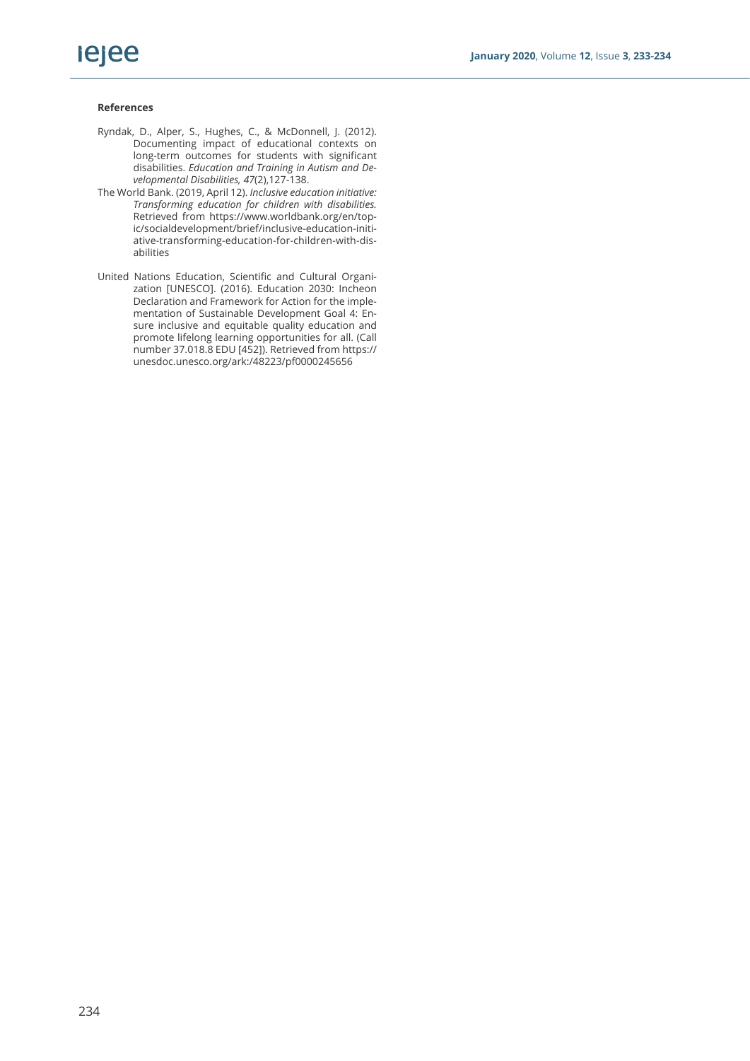**References**

Ryndak, D., Alper, S., Hughes, C., & McDonnell, J. (2012). Documenting impact of educational contexts on long-term outcomes for students with significant disabilities. *Education and Training in Autism and Developmental Disabilities, 47*(2),127-138.

The World Bank. (2019, April 12). *Inclusive education initiative: Transforming education for children with disabilities.* Retrieved from https://www.worldbank.org/en/topic/socialdevelopment/brief/inclusive-education-initiative-transforming-education-for-children-with-disabilities

United Nations Education, Scientific and Cultural Organization [UNESCO]. (2016). Education 2030: Incheon Declaration and Framework for Action for the implementation of Sustainable Development Goal 4: Ensure inclusive and equitable quality education and promote lifelong learning opportunities for all. (Call number 37.018.8 EDU [452]). Retrieved from https://unesdoc.unesco.org/ark:/48223/pf0000245656